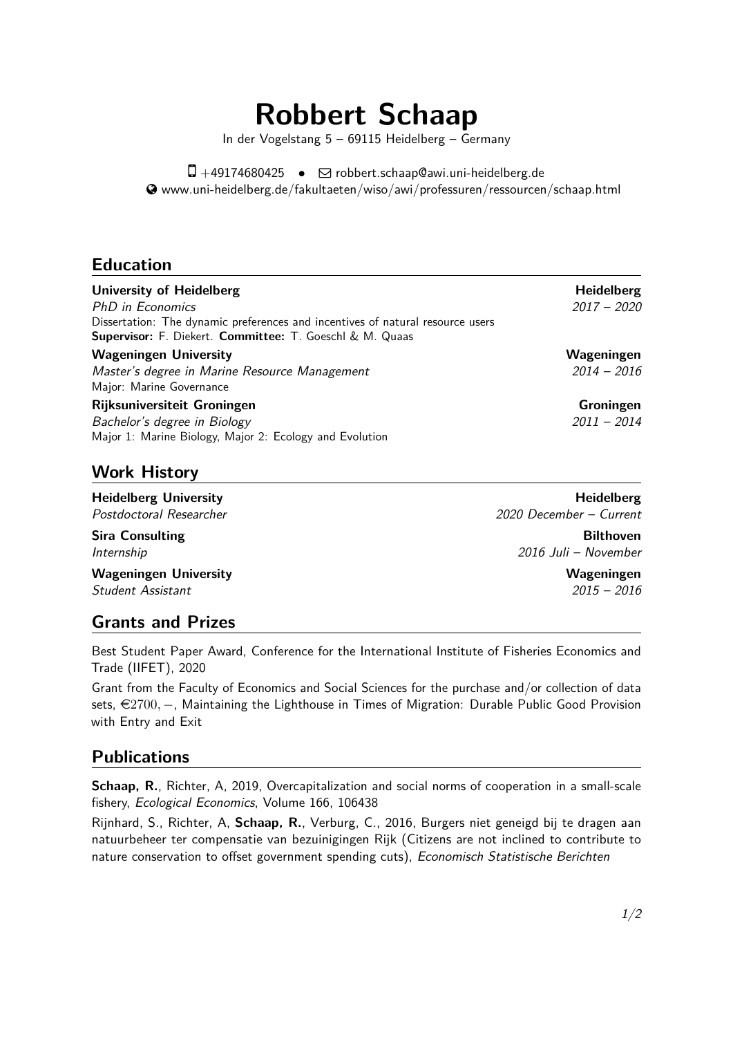# Robbert Schaap

In der Vogelstang 5 – 69115 Heidelberg – Germany

+49174680425 • robbert.schaap@awi.uni-heidelberg.de
www.uni-heidelberg.de/fakultaeten/wiso/awi/professuren/ressourcen/schaap.html

## Education

**University of Heidelberg** — **Heidelberg**
*PhD in Economics* — *2017 – 2020*
Dissertation: The dynamic preferences and incentives of natural resource users
**Supervisor:** F. Diekert. **Committee:** T. Goeschl & M. Quaas

**Wageningen University** — **Wageningen**
*Master's degree in Marine Resource Management* — *2014 – 2016*
Major: Marine Governance

**Rijksuniversiteit Groningen** — **Groningen**
*Bachelor's degree in Biology* — *2011 – 2014*
Major 1: Marine Biology, Major 2: Ecology and Evolution

## Work History

**Heidelberg University** — **Heidelberg**
*Postdoctoral Researcher* — *2020 December – Current*

**Sira Consulting** — **Bilthoven**
*Internship* — *2016 Juli – November*

**Wageningen University** — **Wageningen**
*Student Assistant* — *2015 – 2016*

## Grants and Prizes

Best Student Paper Award, Conference for the International Institute of Fisheries Economics and Trade (IIFET), 2020

Grant from the Faculty of Economics and Social Sciences for the purchase and/or collection of data sets, €2700,–, Maintaining the Lighthouse in Times of Migration: Durable Public Good Provision with Entry and Exit

## Publications

**Schaap, R.**, Richter, A, 2019, Overcapitalization and social norms of cooperation in a small-scale fishery, *Ecological Economics*, Volume 166, 106438

Rijnhard, S., Richter, A, **Schaap, R.**, Verburg, C., 2016, Burgers niet geneigd bij te dragen aan natuurbeheer ter compensatie van bezuinigingen Rijk (Citizens are not inclined to contribute to nature conservation to offset government spending cuts), *Economisch Statistische Berichten*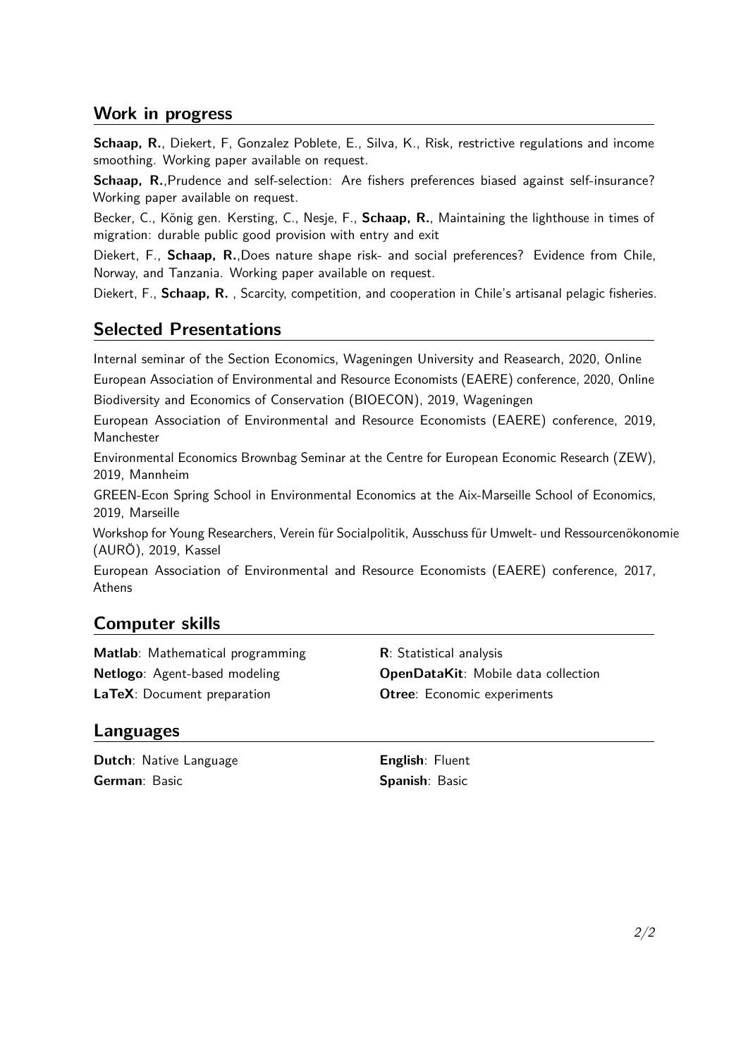## Work in progress

**Schaap, R.**, Diekert, F, Gonzalez Poblete, E., Silva, K., Risk, restrictive regulations and income smoothing. Working paper available on request.

**Schaap, R.**,Prudence and self-selection: Are fishers preferences biased against self-insurance? Working paper available on request.

Becker, C., König gen. Kersting, C., Nesje, F., **Schaap, R.**, Maintaining the lighthouse in times of migration: durable public good provision with entry and exit

Diekert, F., **Schaap, R.**,Does nature shape risk- and social preferences? Evidence from Chile, Norway, and Tanzania. Working paper available on request.

Diekert, F., **Schaap, R.** , Scarcity, competition, and cooperation in Chile's artisanal pelagic fisheries.

## Selected Presentations

Internal seminar of the Section Economics, Wageningen University and Reasearch, 2020, Online

European Association of Environmental and Resource Economists (EAERE) conference, 2020, Online

Biodiversity and Economics of Conservation (BIOECON), 2019, Wageningen

European Association of Environmental and Resource Economists (EAERE) conference, 2019, Manchester

Environmental Economics Brownbag Seminar at the Centre for European Economic Research (ZEW), 2019, Mannheim

GREEN-Econ Spring School in Environmental Economics at the Aix-Marseille School of Economics, 2019, Marseille

Workshop for Young Researchers, Verein für Socialpolitik, Ausschuss für Umwelt- und Ressourcenökonomie (AURÖ), 2019, Kassel

European Association of Environmental and Resource Economists (EAERE) conference, 2017, Athens

## Computer skills

**Matlab**: Mathematical programming

**R**: Statistical analysis

**Netlogo**: Agent-based modeling

**OpenDataKit**: Mobile data collection

**LaTeX**: Document preparation

**Otree**: Economic experiments

## Languages

**Dutch**: Native Language

**English**: Fluent

**German**: Basic

**Spanish**: Basic